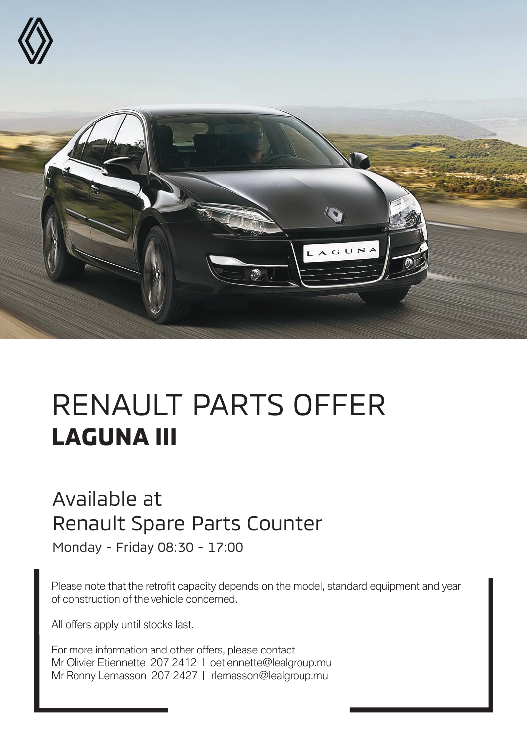# RENAULT PARTS OFFER
## LAGUNA III

Available at
Renault Spare Parts Counter

Monday - Friday 08:30 - 17:00

Please note that the retrofit capacity depends on the model, standard equipment and year of construction of the vehicle concerned.

All offers apply until stocks last.

For more information and other offers, please contact
Mr Olivier Etiennette 207 2412 | oetiennette@lealgroup.mu
Mr Ronny Lemasson 207 2427 | rlemasson@lealgroup.mu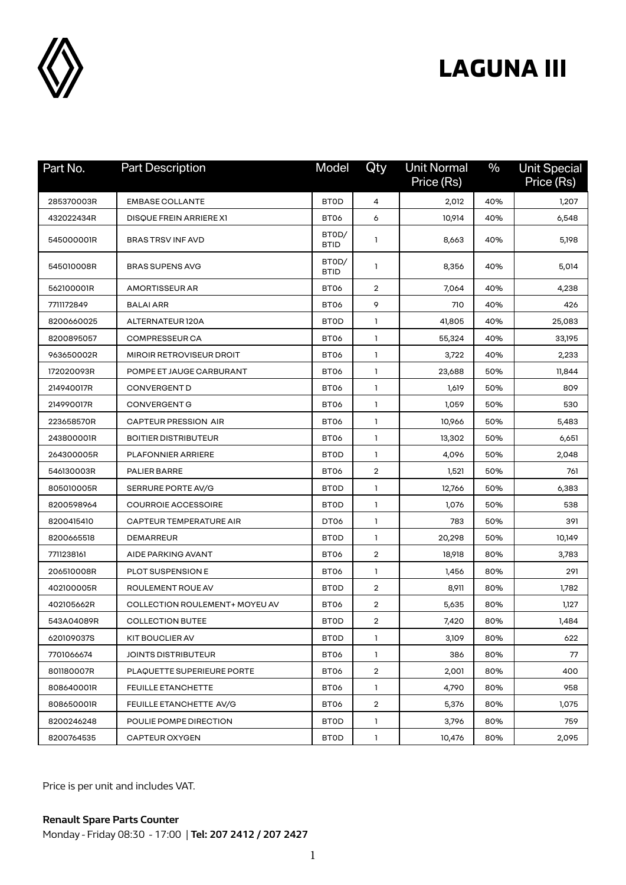# LAGUNA III

| Part No. | Part Description | Model | Qty | Unit Normal Price (Rs) | % | Unit Special Price (Rs) |
|---|---|---|---|---|---|---|
| 285370003R | EMBASE COLLANTE | BT0D | 4 | 2,012 | 40% | 1,207 |
| 432022434R | DISQUE FREIN ARRIERE X1 | BT06 | 6 | 10,914 | 40% | 6,548 |
| 545000001R | BRAS TRSV INF AVD | BT0D/ BTID | 1 | 8,663 | 40% | 5,198 |
| 545010008R | BRAS SUPENS AVG | BT0D/ BTID | 1 | 8,356 | 40% | 5,014 |
| 562100001R | AMORTISSEUR AR | BT06 | 2 | 7,064 | 40% | 4,238 |
| 7711172849 | BALAI ARR | BT06 | 9 | 710 | 40% | 426 |
| 8200660025 | ALTERNATEUR 120A | BT0D | 1 | 41,805 | 40% | 25,083 |
| 8200895057 | COMPRESSEUR CA | BT06 | 1 | 55,324 | 40% | 33,195 |
| 963650002R | MIROIR RETROVISEUR DROIT | BT06 | 1 | 3,722 | 40% | 2,233 |
| 172020093R | POMPE ET JAUGE CARBURANT | BT06 | 1 | 23,688 | 50% | 11,844 |
| 214940017R | CONVERGENT D | BT06 | 1 | 1,619 | 50% | 809 |
| 214990017R | CONVERGENT G | BT06 | 1 | 1,059 | 50% | 530 |
| 223658570R | CAPTEUR PRESSION AIR | BT06 | 1 | 10,966 | 50% | 5,483 |
| 243800001R | BOITIER DISTRIBUTEUR | BT06 | 1 | 13,302 | 50% | 6,651 |
| 264300005R | PLAFONNIER ARRIERE | BT0D | 1 | 4,096 | 50% | 2,048 |
| 546130003R | PALIER BARRE | BT06 | 2 | 1,521 | 50% | 761 |
| 805010005R | SERRURE PORTE AV/G | BT0D | 1 | 12,766 | 50% | 6,383 |
| 8200598964 | COURROIE ACCESSOIRE | BT0D | 1 | 1,076 | 50% | 538 |
| 8200415410 | CAPTEUR TEMPERATURE AIR | DT06 | 1 | 783 | 50% | 391 |
| 8200665518 | DEMARREUR | BT0D | 1 | 20,298 | 50% | 10,149 |
| 7711238161 | AIDE PARKING AVANT | BT06 | 2 | 18,918 | 80% | 3,783 |
| 206510008R | PLOT SUSPENSION E | BT06 | 1 | 1,456 | 80% | 291 |
| 402100005R | ROULEMENT ROUE AV | BT0D | 2 | 8,911 | 80% | 1,782 |
| 402105662R | COLLECTION ROULEMENT+ MOYEU AV | BT06 | 2 | 5,635 | 80% | 1,127 |
| 543A04089R | COLLECTION BUTEE | BT0D | 2 | 7,420 | 80% | 1,484 |
| 620109037S | KIT BOUCLIER AV | BT0D | 1 | 3,109 | 80% | 622 |
| 7701066674 | JOINTS DISTRIBUTEUR | BT06 | 1 | 386 | 80% | 77 |
| 801180007R | PLAQUETTE SUPERIEURE PORTE | BT06 | 2 | 2,001 | 80% | 400 |
| 808640001R | FEUILLE ETANCHETTE | BT06 | 1 | 4,790 | 80% | 958 |
| 808650001R | FEUILLE ETANCHETTE AV/G | BT06 | 2 | 5,376 | 80% | 1,075 |
| 8200246248 | POULIE POMPE DIRECTION | BT0D | 1 | 3,796 | 80% | 759 |
| 8200764535 | CAPTEUR OXYGEN | BT0D | 1 | 10,476 | 80% | 2,095 |

Price is per unit and includes VAT.

**Renault Spare Parts Counter**
Monday - Friday 08:30 - 17:00 | **Tel: 207 2412 / 207 2427**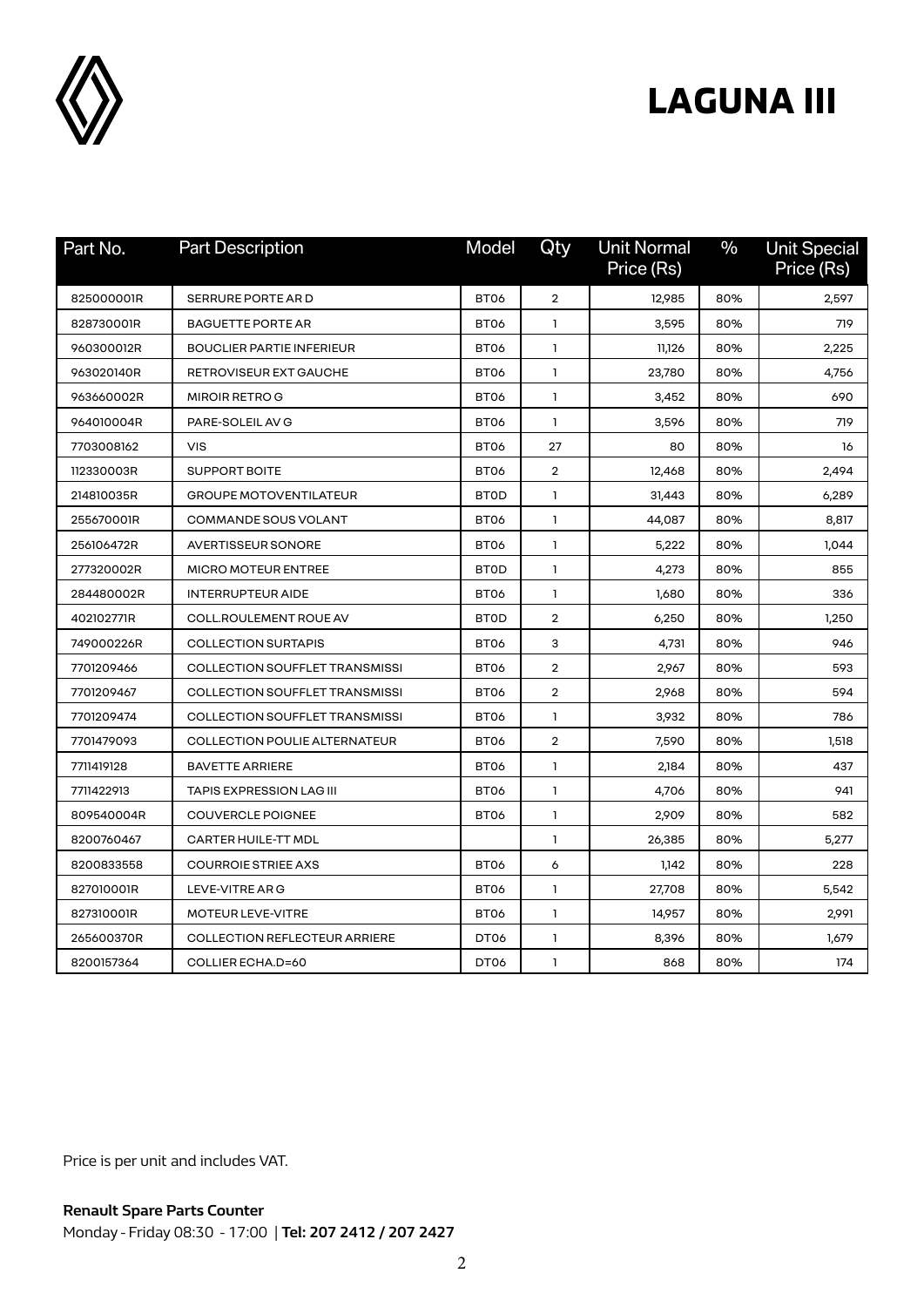# LAGUNA III

| Part No. | Part Description | Model | Qty | Unit Normal Price (Rs) | % | Unit Special Price (Rs) |
|---|---|---|---|---|---|---|
| 825000001R | SERRURE PORTE AR D | BT06 | 2 | 12,985 | 80% | 2,597 |
| 828730001R | BAGUETTE PORTE AR | BT06 | 1 | 3,595 | 80% | 719 |
| 960300012R | BOUCLIER PARTIE INFERIEUR | BT06 | 1 | 11,126 | 80% | 2,225 |
| 963020140R | RETROVISEUR EXT GAUCHE | BT06 | 1 | 23,780 | 80% | 4,756 |
| 963660002R | MIROIR RETRO G | BT06 | 1 | 3,452 | 80% | 690 |
| 964010004R | PARE-SOLEIL AV G | BT06 | 1 | 3,596 | 80% | 719 |
| 7703008162 | VIS | BT06 | 27 | 80 | 80% | 16 |
| 112330003R | SUPPORT BOITE | BT06 | 2 | 12,468 | 80% | 2,494 |
| 214810035R | GROUPE MOTOVENTILATEUR | BT0D | 1 | 31,443 | 80% | 6,289 |
| 255670001R | COMMANDE SOUS VOLANT | BT06 | 1 | 44,087 | 80% | 8,817 |
| 256106472R | AVERTISSEUR SONORE | BT06 | 1 | 5,222 | 80% | 1,044 |
| 277320002R | MICRO MOTEUR ENTREE | BT0D | 1 | 4,273 | 80% | 855 |
| 284480002R | INTERRUPTEUR AIDE | BT06 | 1 | 1,680 | 80% | 336 |
| 402102771R | COLL.ROULEMENT ROUE AV | BT0D | 2 | 6,250 | 80% | 1,250 |
| 749000226R | COLLECTION SURTAPIS | BT06 | 3 | 4,731 | 80% | 946 |
| 7701209466 | COLLECTION SOUFFLET TRANSMISSI | BT06 | 2 | 2,967 | 80% | 593 |
| 7701209467 | COLLECTION SOUFFLET TRANSMISSI | BT06 | 2 | 2,968 | 80% | 594 |
| 7701209474 | COLLECTION SOUFFLET TRANSMISSI | BT06 | 1 | 3,932 | 80% | 786 |
| 7701479093 | COLLECTION POULIE ALTERNATEUR | BT06 | 2 | 7,590 | 80% | 1,518 |
| 7711419128 | BAVETTE ARRIERE | BT06 | 1 | 2,184 | 80% | 437 |
| 7711422913 | TAPIS EXPRESSION LAG III | BT06 | 1 | 4,706 | 80% | 941 |
| 809540004R | COUVERCLE POIGNEE | BT06 | 1 | 2,909 | 80% | 582 |
| 8200760467 | CARTER HUILE-TT MDL | | 1 | 26,385 | 80% | 5,277 |
| 8200833558 | COURROIE STRIEE AXS | BT06 | 6 | 1,142 | 80% | 228 |
| 827010001R | LEVE-VITRE AR G | BT06 | 1 | 27,708 | 80% | 5,542 |
| 827310001R | MOTEUR LEVE-VITRE | BT06 | 1 | 14,957 | 80% | 2,991 |
| 265600370R | COLLECTION REFLECTEUR ARRIERE | DT06 | 1 | 8,396 | 80% | 1,679 |
| 8200157364 | COLLIER ECHA.D=60 | DT06 | 1 | 868 | 80% | 174 |

Price is per unit and includes VAT.

**Renault Spare Parts Counter**

Monday - Friday 08:30 - 17:00 | **Tel: 207 2412 / 207 2427**